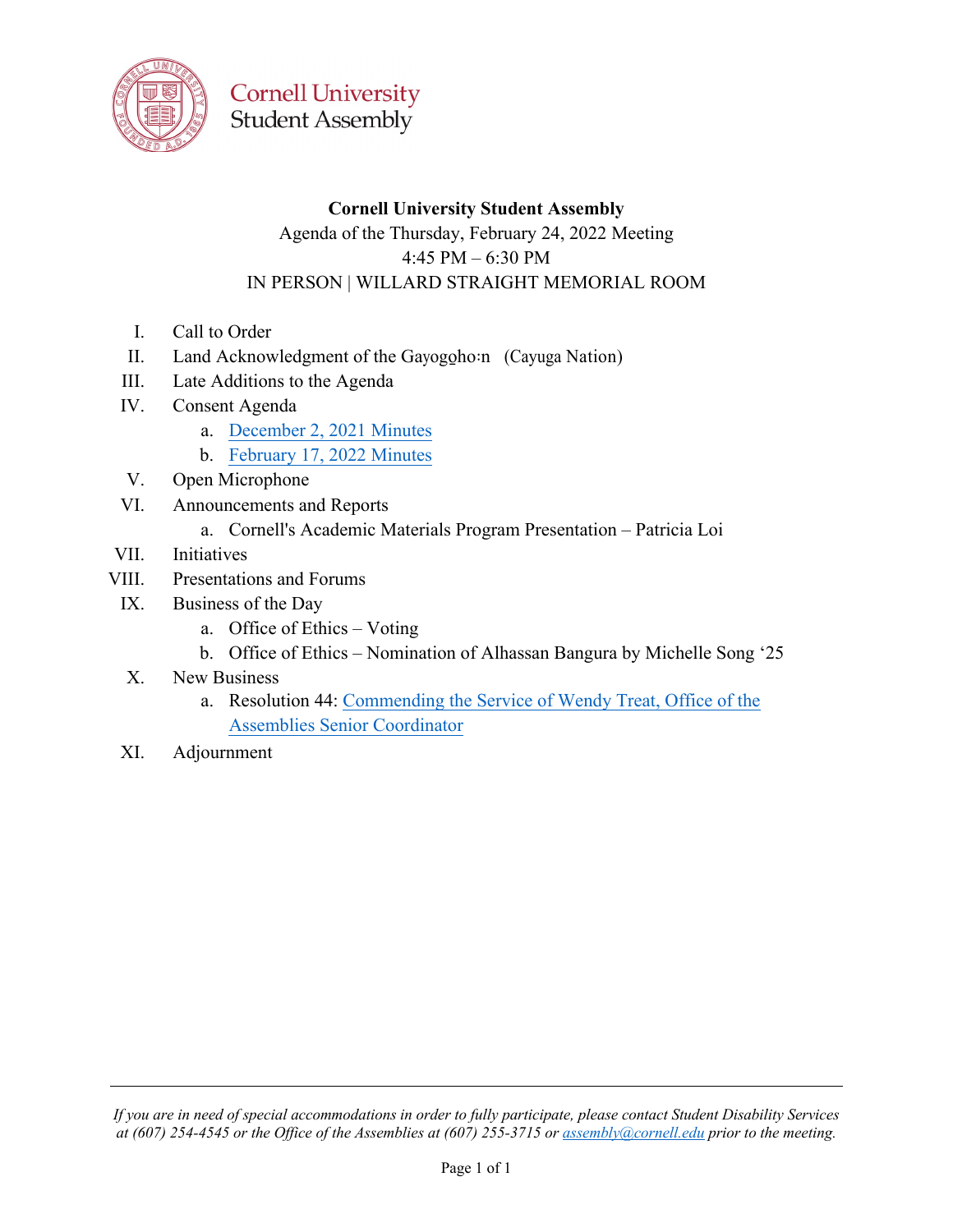# Cornell University Student Assembly

Agenda of the Thursday, February 24, 2022 Meeting
4:45 PM – 6:30 PM
IN PERSON | WILLARD STRAIGHT MEMORIAL ROOM

I. Call to Order
II. Land Acknowledgment of the Gayogo̱ho:n (Cayuga Nation)
III. Late Additions to the Agenda
IV. Consent Agenda
   a. December 2, 2021 Minutes
   b. February 17, 2022 Minutes
V. Open Microphone
VI. Announcements and Reports
   a. Cornell's Academic Materials Program Presentation – Patricia Loi
VII. Initiatives
VIII. Presentations and Forums
IX. Business of the Day
   a. Office of Ethics – Voting
   b. Office of Ethics – Nomination of Alhassan Bangura by Michelle Song '25
X. New Business
   a. Resolution 44: Commending the Service of Wendy Treat, Office of the Assemblies Senior Coordinator
XI. Adjournment

*If you are in need of special accommodations in order to fully participate, please contact Student Disability Services at (607) 254-4545 or the Office of the Assemblies at (607) 255-3715 or assembly@cornell.edu prior to the meeting.*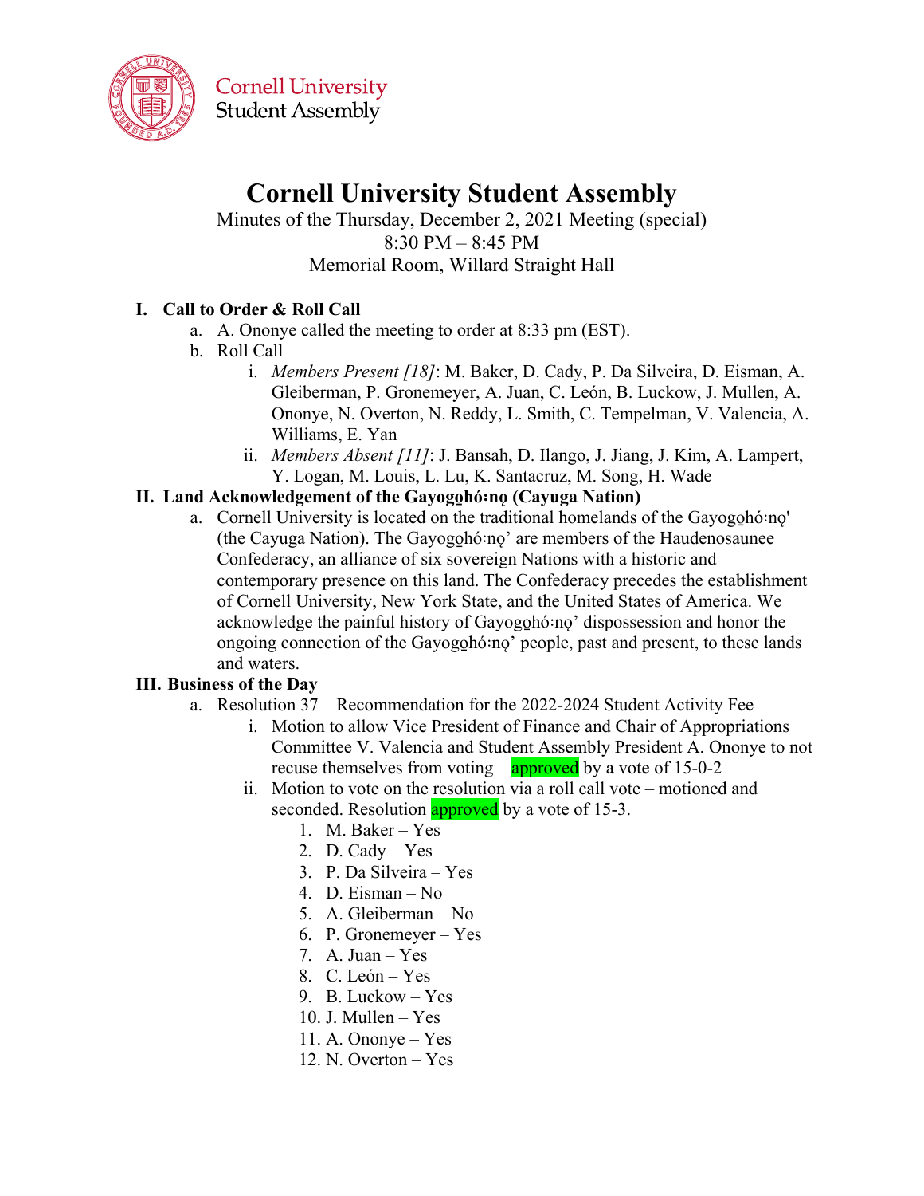Cornell University
Student Assembly

# Cornell University Student Assembly

Minutes of the Thursday, December 2, 2021 Meeting (special)
8:30 PM – 8:45 PM
Memorial Room, Willard Straight Hall

## I. Call to Order & Roll Call

a. A. Ononye called the meeting to order at 8:33 pm (EST).

b. Roll Call

  i. *Members Present [18]*: M. Baker, D. Cady, P. Da Silveira, D. Eisman, A. Gleiberman, P. Gronemeyer, A. Juan, C. León, B. Luckow, J. Mullen, A. Ononye, N. Overton, N. Reddy, L. Smith, C. Tempelman, V. Valencia, A. Williams, E. Yan

  ii. *Members Absent [11]*: J. Bansah, D. Ilango, J. Jiang, J. Kim, A. Lampert, Y. Logan, M. Louis, L. Lu, K. Santacruz, M. Song, H. Wade

## II. Land Acknowledgement of the Gayogo̱hó:nǫ (Cayuga Nation)

a. Cornell University is located on the traditional homelands of the Gayogo̱hó:nǫ' (the Cayuga Nation). The Gayogo̱hó:nǫ' are members of the Haudenosaunee Confederacy, an alliance of six sovereign Nations with a historic and contemporary presence on this land. The Confederacy precedes the establishment of Cornell University, New York State, and the United States of America. We acknowledge the painful history of Gayogo̱hó:nǫ' dispossession and honor the ongoing connection of the Gayogo̱hó:nǫ' people, past and present, to these lands and waters.

## III. Business of the Day

a. Resolution 37 – Recommendation for the 2022-2024 Student Activity Fee

  i. Motion to allow Vice President of Finance and Chair of Appropriations Committee V. Valencia and Student Assembly President A. Ononye to not recuse themselves from voting – approved by a vote of 15-0-2

  ii. Motion to vote on the resolution via a roll call vote – motioned and seconded. Resolution approved by a vote of 15-3.

    1. M. Baker – Yes
    2. D. Cady – Yes
    3. P. Da Silveira – Yes
    4. D. Eisman – No
    5. A. Gleiberman – No
    6. P. Gronemeyer – Yes
    7. A. Juan – Yes
    8. C. León – Yes
    9. B. Luckow – Yes
    10. J. Mullen – Yes
    11. A. Ononye – Yes
    12. N. Overton – Yes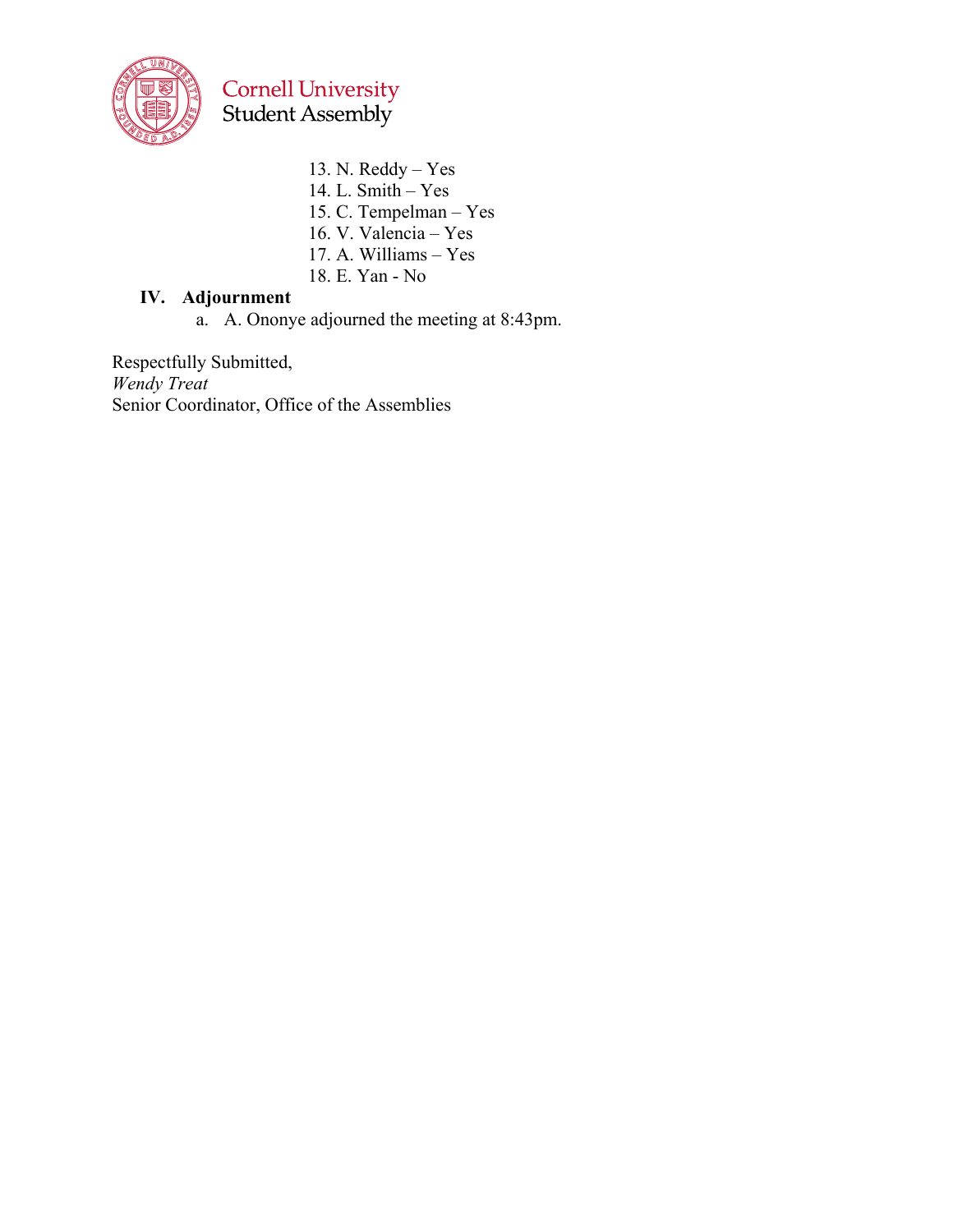13. N. Reddy – Yes
14. L. Smith – Yes
15. C. Tempelman – Yes
16. V. Valencia – Yes
17. A. Williams – Yes
18. E. Yan - No

## IV. Adjournment

a. A. Ononye adjourned the meeting at 8:43pm.

Respectfully Submitted,
*Wendy Treat*
Senior Coordinator, Office of the Assemblies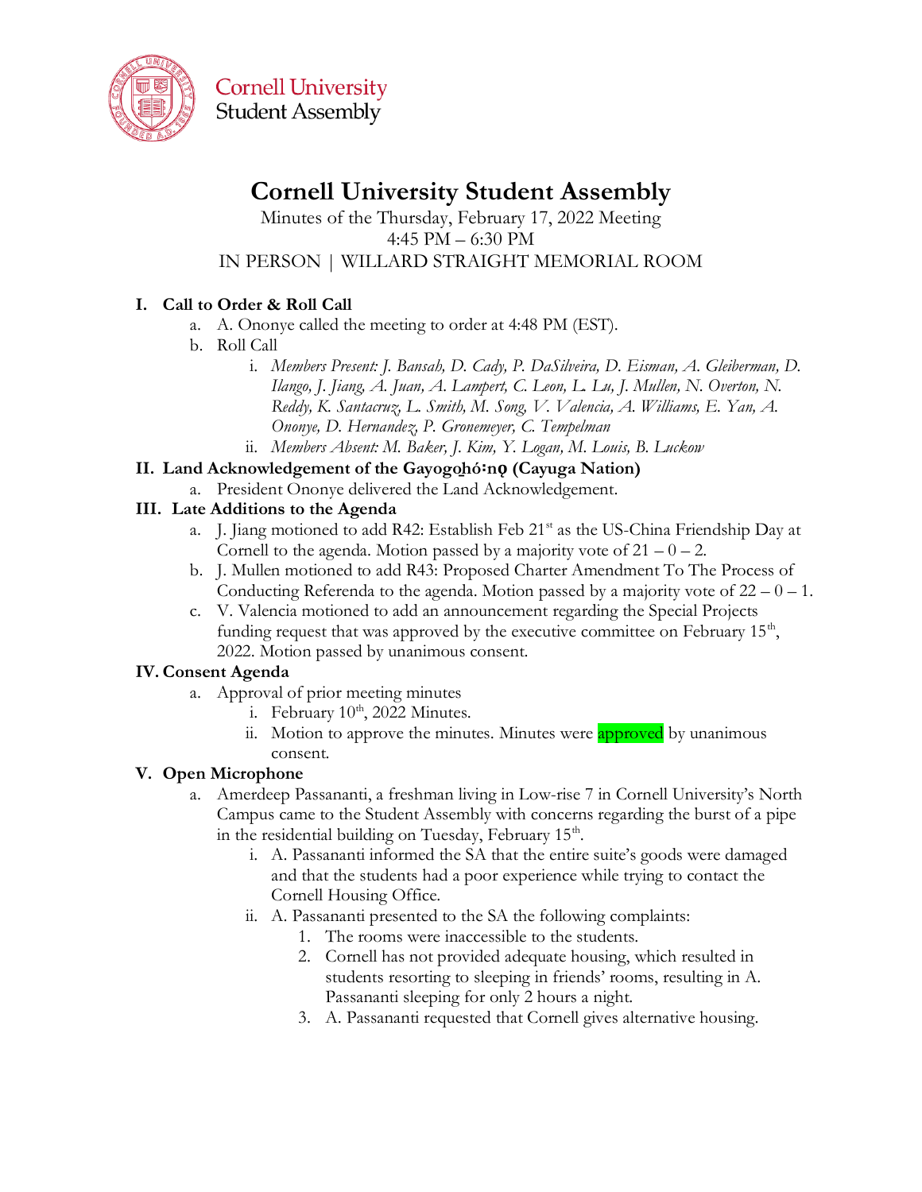Cornell University
Student Assembly

# Cornell University Student Assembly

Minutes of the Thursday, February 17, 2022 Meeting
4:45 PM – 6:30 PM
IN PERSON | WILLARD STRAIGHT MEMORIAL ROOM

## I. Call to Order & Roll Call

a. A. Ononye called the meeting to order at 4:48 PM (EST).

b. Roll Call

   i. *Members Present: J. Bansah, D. Cady, P. DaSilveira, D. Eisman, A. Gleiberman, D. Ilango, J. Jiang, A. Juan, A. Lampert, C. Leon, L. Lu, J. Mullen, N. Overton, N. Reddy, K. Santacruz, L. Smith, M. Song, V. Valencia, A. Williams, E. Yan, A. Ononye, D. Hernandez, P. Gronemeyer, C. Tempelman*

   ii. *Members Absent: M. Baker, J. Kim, Y. Logan, M. Louis, B. Luckow*

## II. Land Acknowledgement of the Gayogo̱hó꞉nǫ (Cayuga Nation)

a. President Ononye delivered the Land Acknowledgement.

## III. Late Additions to the Agenda

a. J. Jiang motioned to add R42: Establish Feb 21st as the US-China Friendship Day at Cornell to the agenda. Motion passed by a majority vote of 21 – 0 – 2.

b. J. Mullen motioned to add R43: Proposed Charter Amendment To The Process of Conducting Referenda to the agenda. Motion passed by a majority vote of 22 – 0 – 1.

c. V. Valencia motioned to add an announcement regarding the Special Projects funding request that was approved by the executive committee on February 15th, 2022. Motion passed by unanimous consent.

## IV. Consent Agenda

a. Approval of prior meeting minutes

   i. February 10th, 2022 Minutes.

   ii. Motion to approve the minutes. Minutes were approved by unanimous consent.

## V. Open Microphone

a. Amerdeep Passananti, a freshman living in Low-rise 7 in Cornell University's North Campus came to the Student Assembly with concerns regarding the burst of a pipe in the residential building on Tuesday, February 15th.

   i. A. Passananti informed the SA that the entire suite's goods were damaged and that the students had a poor experience while trying to contact the Cornell Housing Office.

   ii. A. Passananti presented to the SA the following complaints:

      1. The rooms were inaccessible to the students.
      2. Cornell has not provided adequate housing, which resulted in students resorting to sleeping in friends' rooms, resulting in A. Passananti sleeping for only 2 hours a night.
      3. A. Passananti requested that Cornell gives alternative housing.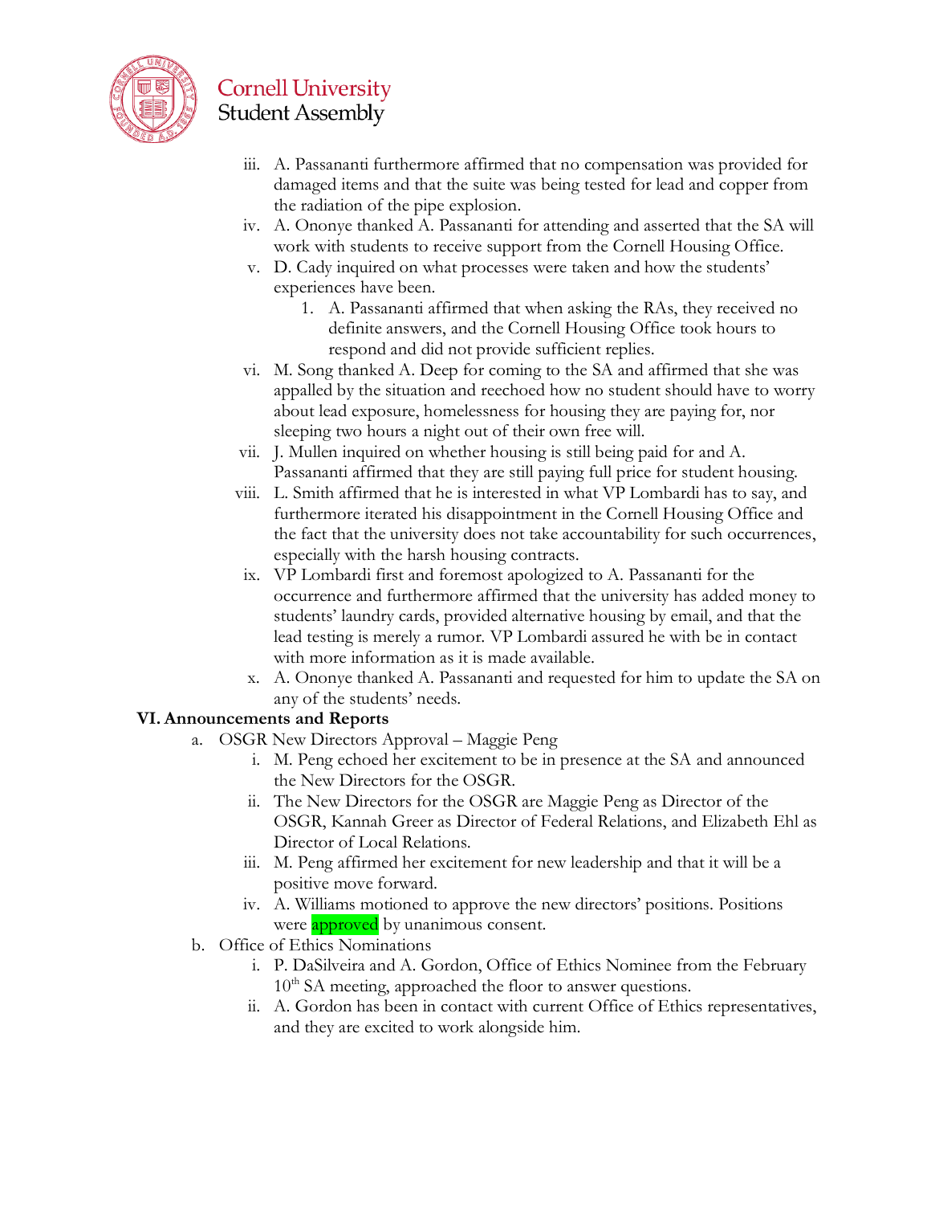iii. A. Passananti furthermore affirmed that no compensation was provided for damaged items and that the suite was being tested for lead and copper from the radiation of the pipe explosion.

iv. A. Ononye thanked A. Passananti for attending and asserted that the SA will work with students to receive support from the Cornell Housing Office.

v. D. Cady inquired on what processes were taken and how the students' experiences have been.

   1. A. Passananti affirmed that when asking the RAs, they received no definite answers, and the Cornell Housing Office took hours to respond and did not provide sufficient replies.

vi. M. Song thanked A. Deep for coming to the SA and affirmed that she was appalled by the situation and reechoed how no student should have to worry about lead exposure, homelessness for housing they are paying for, nor sleeping two hours a night out of their own free will.

vii. J. Mullen inquired on whether housing is still being paid for and A. Passananti affirmed that they are still paying full price for student housing.

viii. L. Smith affirmed that he is interested in what VP Lombardi has to say, and furthermore iterated his disappointment in the Cornell Housing Office and the fact that the university does not take accountability for such occurrences, especially with the harsh housing contracts.

ix. VP Lombardi first and foremost apologized to A. Passananti for the occurrence and furthermore affirmed that the university has added money to students' laundry cards, provided alternative housing by email, and that the lead testing is merely a rumor. VP Lombardi assured he with be in contact with more information as it is made available.

x. A. Ononye thanked A. Passananti and requested for him to update the SA on any of the students' needs.

## VI. Announcements and Reports

a. OSGR New Directors Approval – Maggie Peng

   i. M. Peng echoed her excitement to be in presence at the SA and announced the New Directors for the OSGR.

   ii. The New Directors for the OSGR are Maggie Peng as Director of the OSGR, Kannah Greer as Director of Federal Relations, and Elizabeth Ehl as Director of Local Relations.

   iii. M. Peng affirmed her excitement for new leadership and that it will be a positive move forward.

   iv. A. Williams motioned to approve the new directors' positions. Positions were approved by unanimous consent.

b. Office of Ethics Nominations

   i. P. DaSilveira and A. Gordon, Office of Ethics Nominee from the February 10th SA meeting, approached the floor to answer questions.

   ii. A. Gordon has been in contact with current Office of Ethics representatives, and they are excited to work alongside him.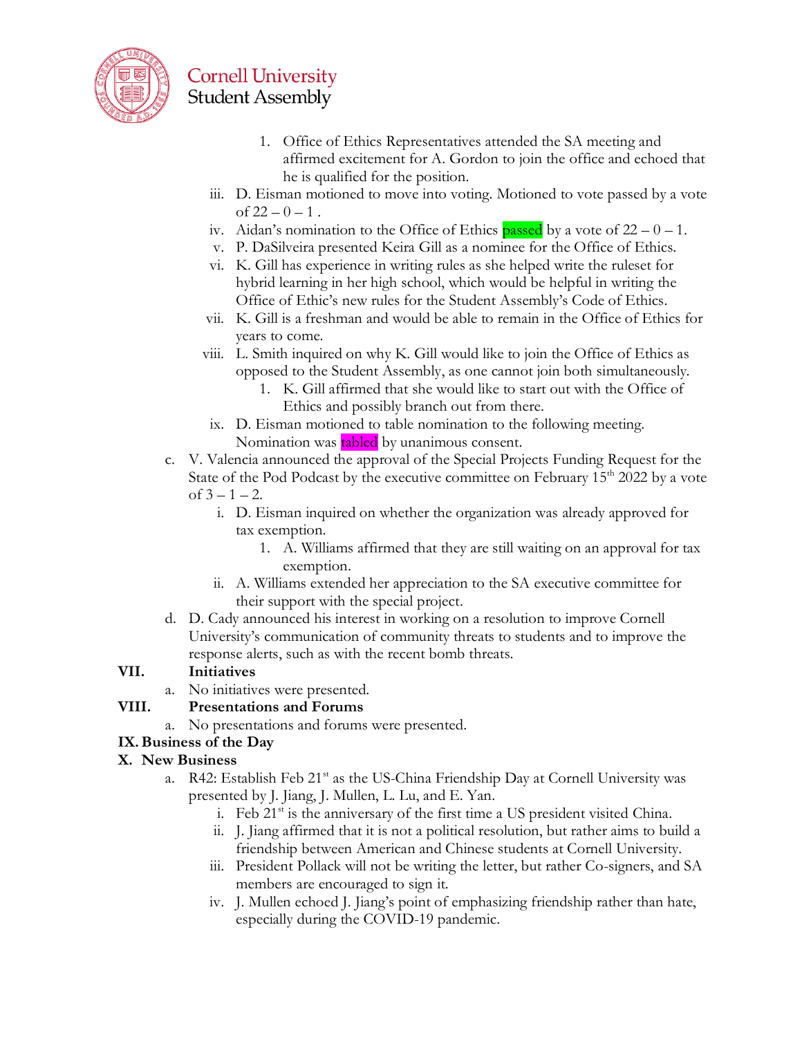1. Office of Ethics Representatives attended the SA meeting and affirmed excitement for A. Gordon to join the office and echoed that he is qualified for the position.

iii. D. Eisman motioned to move into voting. Motioned to vote passed by a vote of 22 – 0 – 1 .

iv. Aidan's nomination to the Office of Ethics passed by a vote of 22 – 0 – 1.

v. P. DaSilveira presented Keira Gill as a nominee for the Office of Ethics.

vi. K. Gill has experience in writing rules as she helped write the ruleset for hybrid learning in her high school, which would be helpful in writing the Office of Ethic's new rules for the Student Assembly's Code of Ethics.

vii. K. Gill is a freshman and would be able to remain in the Office of Ethics for years to come.

viii. L. Smith inquired on why K. Gill would like to join the Office of Ethics as opposed to the Student Assembly, as one cannot join both simultaneously.

1. K. Gill affirmed that she would like to start out with the Office of Ethics and possibly branch out from there.

ix. D. Eisman motioned to table nomination to the following meeting. Nomination was tabled by unanimous consent.

c. V. Valencia announced the approval of the Special Projects Funding Request for the State of the Pod Podcast by the executive committee on February 15th 2022 by a vote of 3 – 1 – 2.

i. D. Eisman inquired on whether the organization was already approved for tax exemption.

1. A. Williams affirmed that they are still waiting on an approval for tax exemption.

ii. A. Williams extended her appreciation to the SA executive committee for their support with the special project.

d. D. Cady announced his interest in working on a resolution to improve Cornell University's communication of community threats to students and to improve the response alerts, such as with the recent bomb threats.

## VII. Initiatives

a. No initiatives were presented.

## VIII. Presentations and Forums

a. No presentations and forums were presented.

## IX. Business of the Day

## X. New Business

a. R42: Establish Feb 21st as the US-China Friendship Day at Cornell University was presented by J. Jiang, J. Mullen, L. Lu, and E. Yan.

i. Feb 21st is the anniversary of the first time a US president visited China.

ii. J. Jiang affirmed that it is not a political resolution, but rather aims to build a friendship between American and Chinese students at Cornell University.

iii. President Pollack will not be writing the letter, but rather Co-signers, and SA members are encouraged to sign it.

iv. J. Mullen echoed J. Jiang's point of emphasizing friendship rather than hate, especially during the COVID-19 pandemic.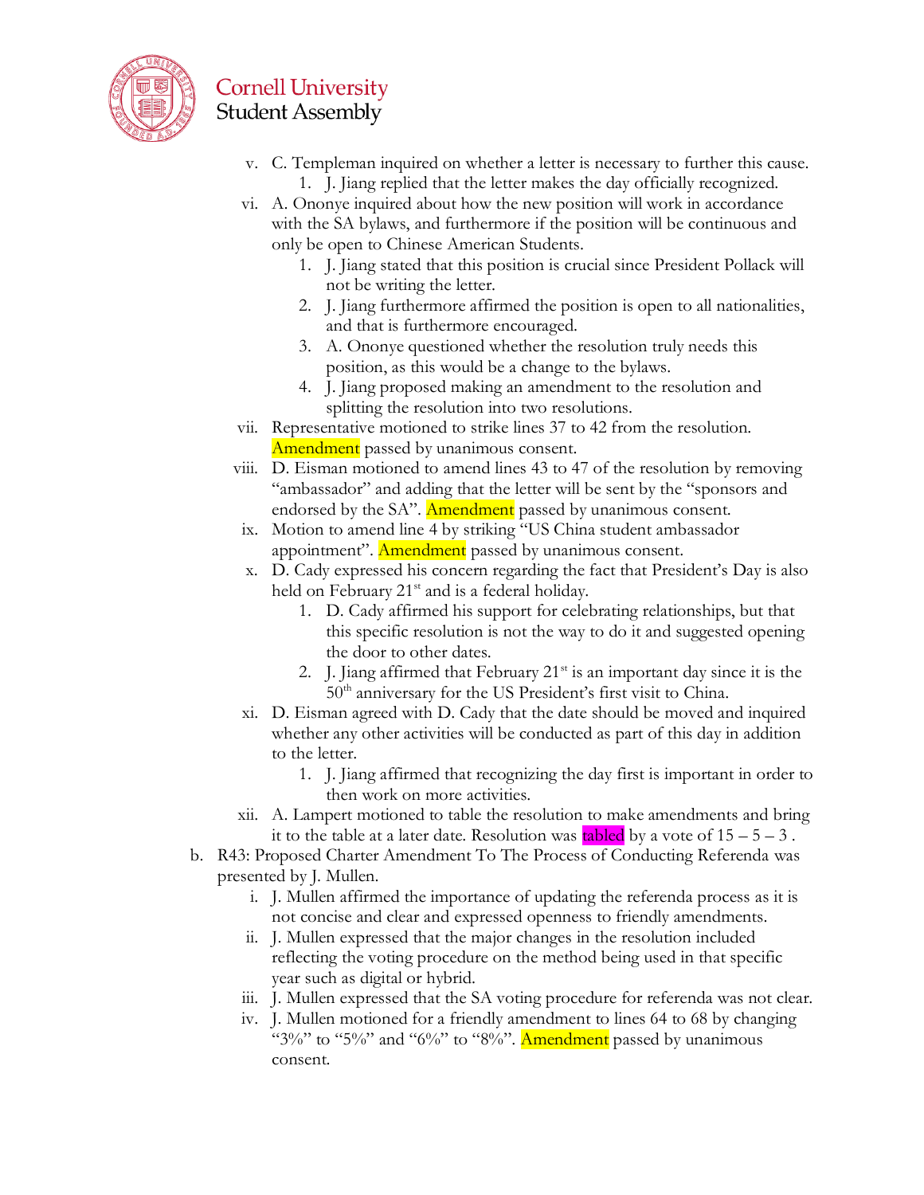v. C. Templeman inquired on whether a letter is necessary to further this cause.
    1. J. Jiang replied that the letter makes the day officially recognized.

vi. A. Ononye inquired about how the new position will work in accordance with the SA bylaws, and furthermore if the position will be continuous and only be open to Chinese American Students.
    1. J. Jiang stated that this position is crucial since President Pollack will not be writing the letter.
    2. J. Jiang furthermore affirmed the position is open to all nationalities, and that is furthermore encouraged.
    3. A. Ononye questioned whether the resolution truly needs this position, as this would be a change to the bylaws.
    4. J. Jiang proposed making an amendment to the resolution and splitting the resolution into two resolutions.

vii. Representative motioned to strike lines 37 to 42 from the resolution. Amendment passed by unanimous consent.

viii. D. Eisman motioned to amend lines 43 to 47 of the resolution by removing "ambassador" and adding that the letter will be sent by the "sponsors and endorsed by the SA". Amendment passed by unanimous consent.

ix. Motion to amend line 4 by striking "US China student ambassador appointment". Amendment passed by unanimous consent.

x. D. Cady expressed his concern regarding the fact that President's Day is also held on February 21st and is a federal holiday.
    1. D. Cady affirmed his support for celebrating relationships, but that this specific resolution is not the way to do it and suggested opening the door to other dates.
    2. J. Jiang affirmed that February 21st is an important day since it is the 50th anniversary for the US President's first visit to China.

xi. D. Eisman agreed with D. Cady that the date should be moved and inquired whether any other activities will be conducted as part of this day in addition to the letter.
    1. J. Jiang affirmed that recognizing the day first is important in order to then work on more activities.

xii. A. Lampert motioned to table the resolution to make amendments and bring it to the table at a later date. Resolution was tabled by a vote of 15 – 5 – 3 .

b. R43: Proposed Charter Amendment To The Process of Conducting Referenda was presented by J. Mullen.

i. J. Mullen affirmed the importance of updating the referenda process as it is not concise and clear and expressed openness to friendly amendments.

ii. J. Mullen expressed that the major changes in the resolution included reflecting the voting procedure on the method being used in that specific year such as digital or hybrid.

iii. J. Mullen expressed that the SA voting procedure for referenda was not clear.

iv. J. Mullen motioned for a friendly amendment to lines 64 to 68 by changing "3%" to "5%" and "6%" to "8%". Amendment passed by unanimous consent.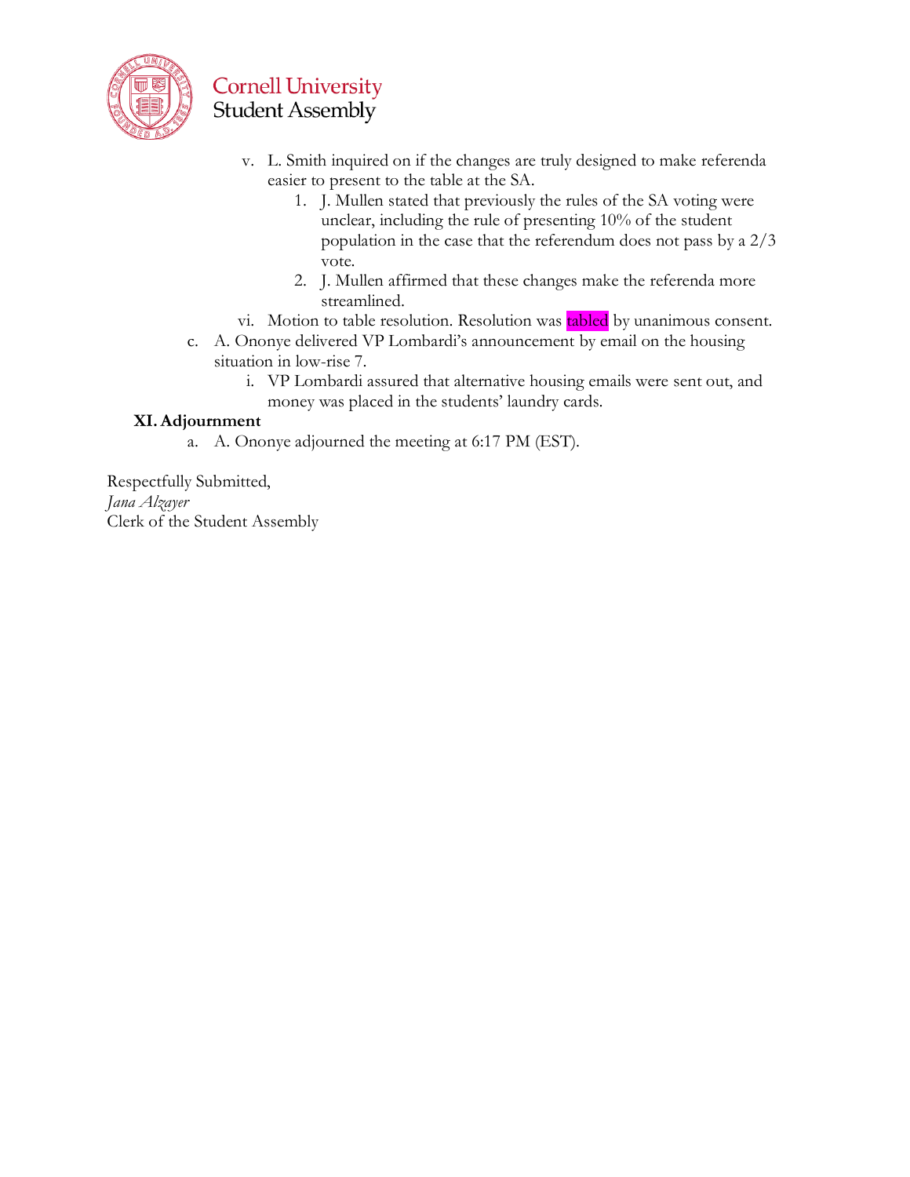v. L. Smith inquired on if the changes are truly designed to make referenda easier to present to the table at the SA.
   1. J. Mullen stated that previously the rules of the SA voting were unclear, including the rule of presenting 10% of the student population in the case that the referendum does not pass by a 2/3 vote.
   2. J. Mullen affirmed that these changes make the referenda more streamlined.

vi. Motion to table resolution. Resolution was tabled by unanimous consent.

c. A. Ononye delivered VP Lombardi's announcement by email on the housing situation in low-rise 7.
   i. VP Lombardi assured that alternative housing emails were sent out, and money was placed in the students' laundry cards.

**XI. Adjournment**

a. A. Ononye adjourned the meeting at 6:17 PM (EST).

Respectfully Submitted,
*Jana Alzayer*
Clerk of the Student Assembly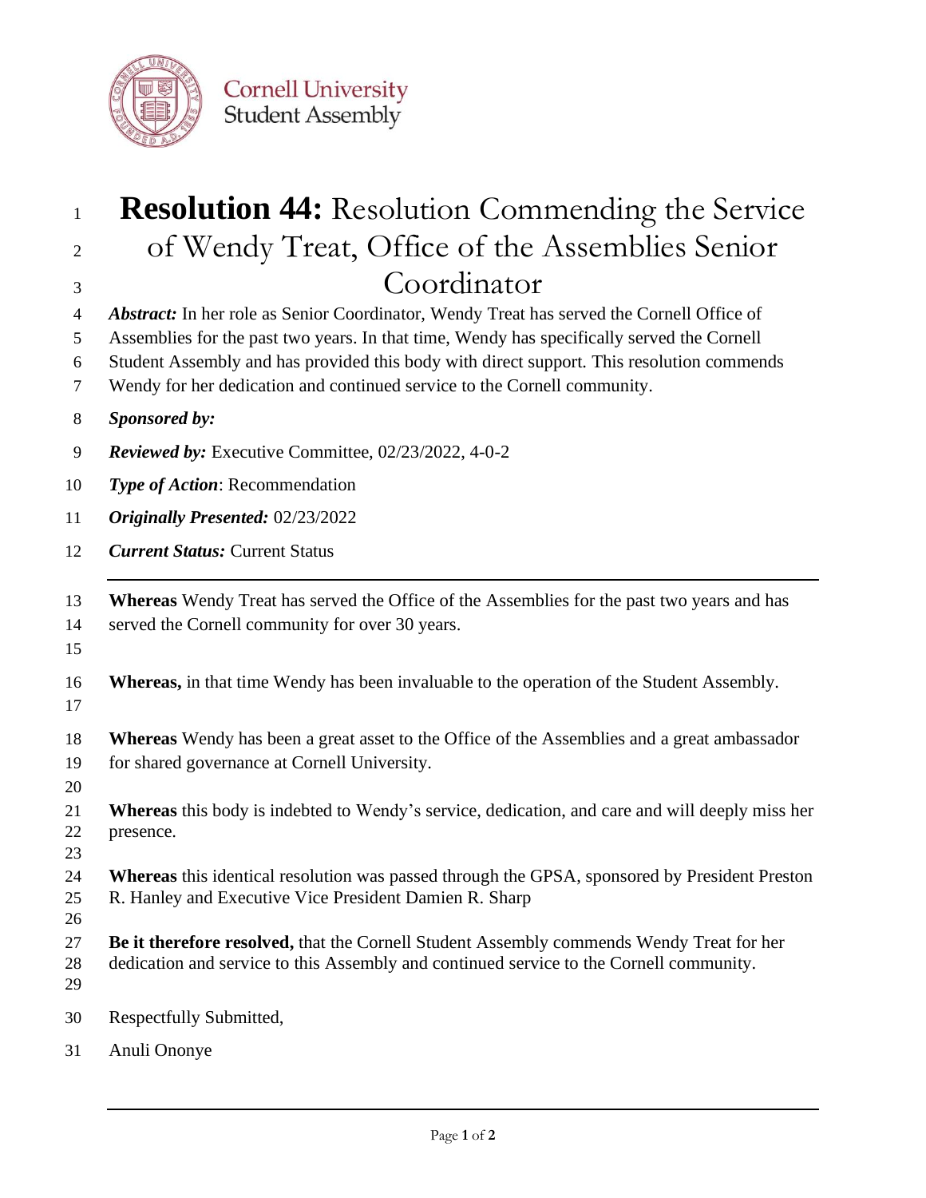Cornell University
Student Assembly

# **Resolution 44:** Resolution Commending the Service of Wendy Treat, Office of the Assemblies Senior Coordinator

***Abstract:*** In her role as Senior Coordinator, Wendy Treat has served the Cornell Office of Assemblies for the past two years. In that time, Wendy has specifically served the Cornell Student Assembly and has provided this body with direct support. This resolution commends Wendy for her dedication and continued service to the Cornell community.

***Sponsored by:***

***Reviewed by:*** Executive Committee, 02/23/2022, 4-0-2

***Type of Action***: Recommendation

***Originally Presented:*** 02/23/2022

***Current Status:*** Current Status

---

**Whereas** Wendy Treat has served the Office of the Assemblies for the past two years and has served the Cornell community for over 30 years.

**Whereas,** in that time Wendy has been invaluable to the operation of the Student Assembly.

**Whereas** Wendy has been a great asset to the Office of the Assemblies and a great ambassador for shared governance at Cornell University.

**Whereas** this body is indebted to Wendy's service, dedication, and care and will deeply miss her presence.

**Whereas** this identical resolution was passed through the GPSA, sponsored by President Preston R. Hanley and Executive Vice President Damien R. Sharp

**Be it therefore resolved,** that the Cornell Student Assembly commends Wendy Treat for her dedication and service to this Assembly and continued service to the Cornell community.

Respectfully Submitted,

Anuli Ononye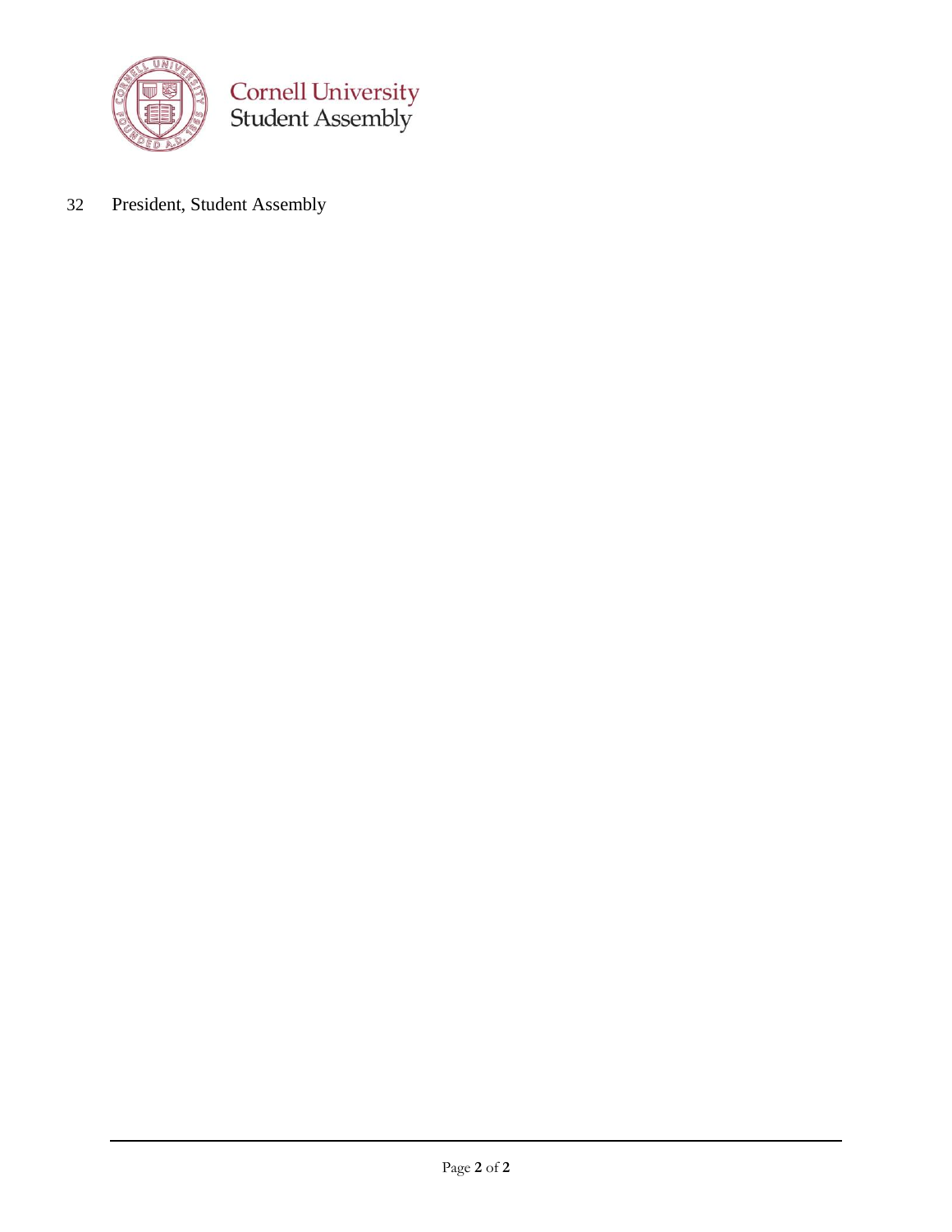32 President, Student Assembly